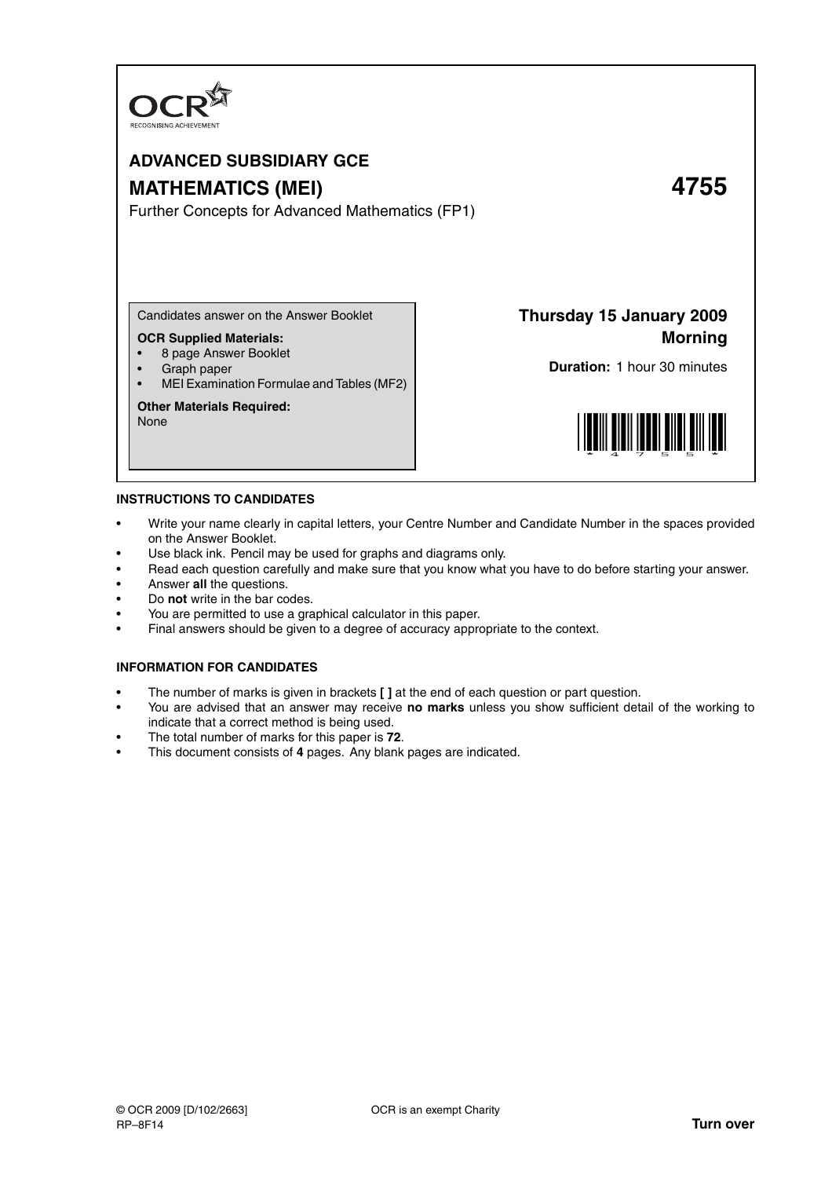OCR

RECOGNISING ACHIEVEMENT

# ADVANCED SUBSIDIARY GCE

# MATHEMATICS (MEI) 4755

Further Concepts for Advanced Mathematics (FP1)

Candidates answer on the Answer Booklet

**OCR Supplied Materials:**

- 8 page Answer Booklet
- Graph paper
- MEI Examination Formulae and Tables (MF2)

**Other Materials Required:**

None

**Thursday 15 January 2009**
**Morning**

**Duration:** 1 hour 30 minutes

## INSTRUCTIONS TO CANDIDATES

- Write your name clearly in capital letters, your Centre Number and Candidate Number in the spaces provided on the Answer Booklet.
- Use black ink. Pencil may be used for graphs and diagrams only.
- Read each question carefully and make sure that you know what you have to do before starting your answer.
- Answer **all** the questions.
- Do **not** write in the bar codes.
- You are permitted to use a graphical calculator in this paper.
- Final answers should be given to a degree of accuracy appropriate to the context.

## INFORMATION FOR CANDIDATES

- The number of marks is given in brackets **[ ]** at the end of each question or part question.
- You are advised that an answer may receive **no marks** unless you show sufficient detail of the working to indicate that a correct method is being used.
- The total number of marks for this paper is **72**.
- This document consists of **4** pages. Any blank pages are indicated.

© OCR 2009 [D/102/2663]
RP–8F14

OCR is an exempt Charity

**Turn over**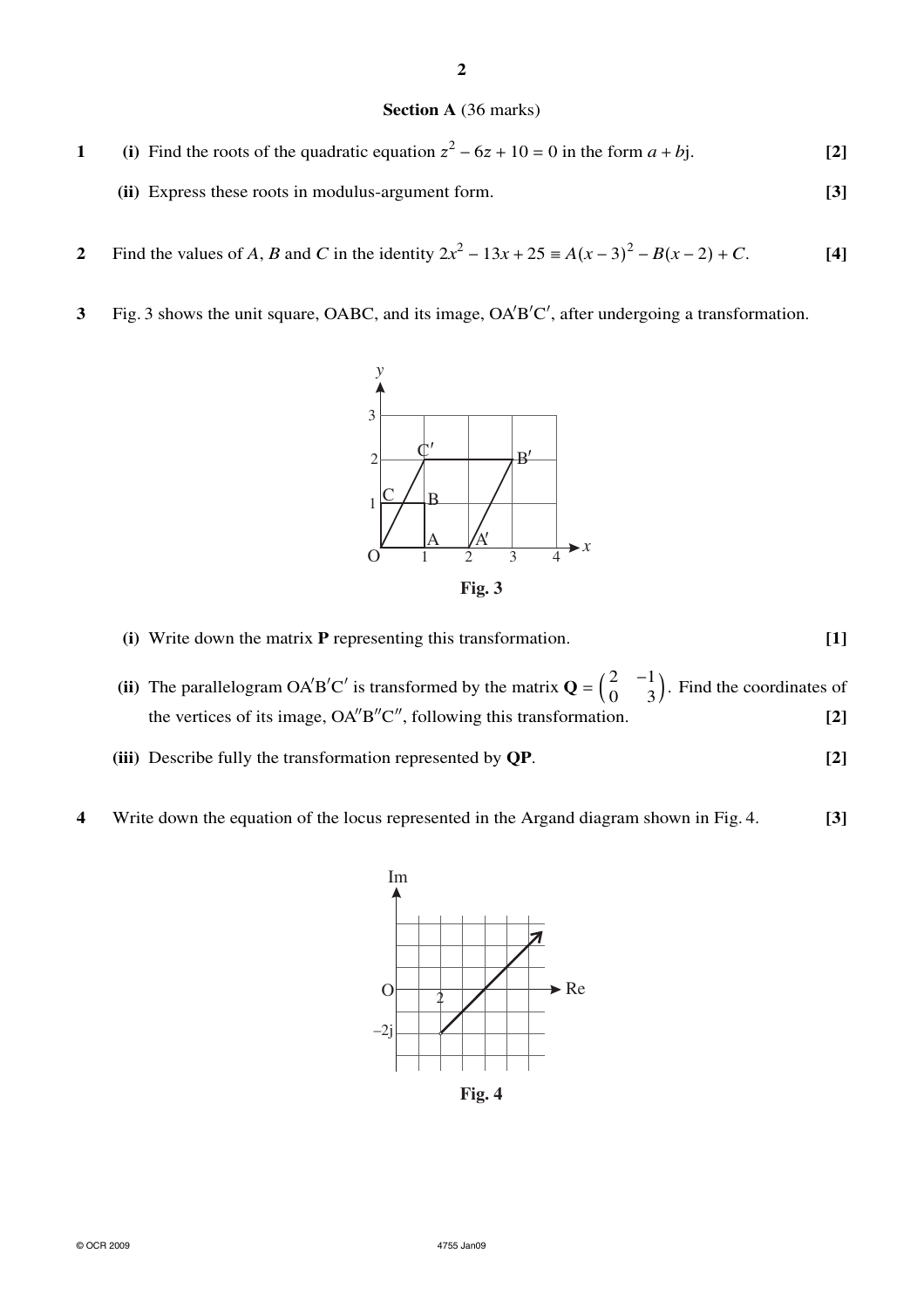**Section A** (36 marks)

**1** **(i)** Find the roots of the quadratic equation $z^2 - 6z + 10 = 0$ in the form $a + b$j. **[2]**

**(ii)** Express these roots in modulus-argument form. **[3]**

**2** Find the values of $A$, $B$ and $C$ in the identity $2x^2 - 13x + 25 \equiv A(x-3)^2 - B(x-2) + C$. **[4]**

**3** Fig. 3 shows the unit square, OABC, and its image, OA′B′C′, after undergoing a transformation.

**Fig. 3**

**(i)** Write down the matrix **P** representing this transformation. **[1]**

**(ii)** The parallelogram OA′B′C′ is transformed by the matrix $\mathbf{Q} = \begin{pmatrix} 2 & -1 \\ 0 & 3 \end{pmatrix}$. Find the coordinates of the vertices of its image, OA″B″C″, following this transformation. **[2]**

**(iii)** Describe fully the transformation represented by **QP**. **[2]**

**4** Write down the equation of the locus represented in the Argand diagram shown in Fig. 4. **[3]**

**Fig. 4**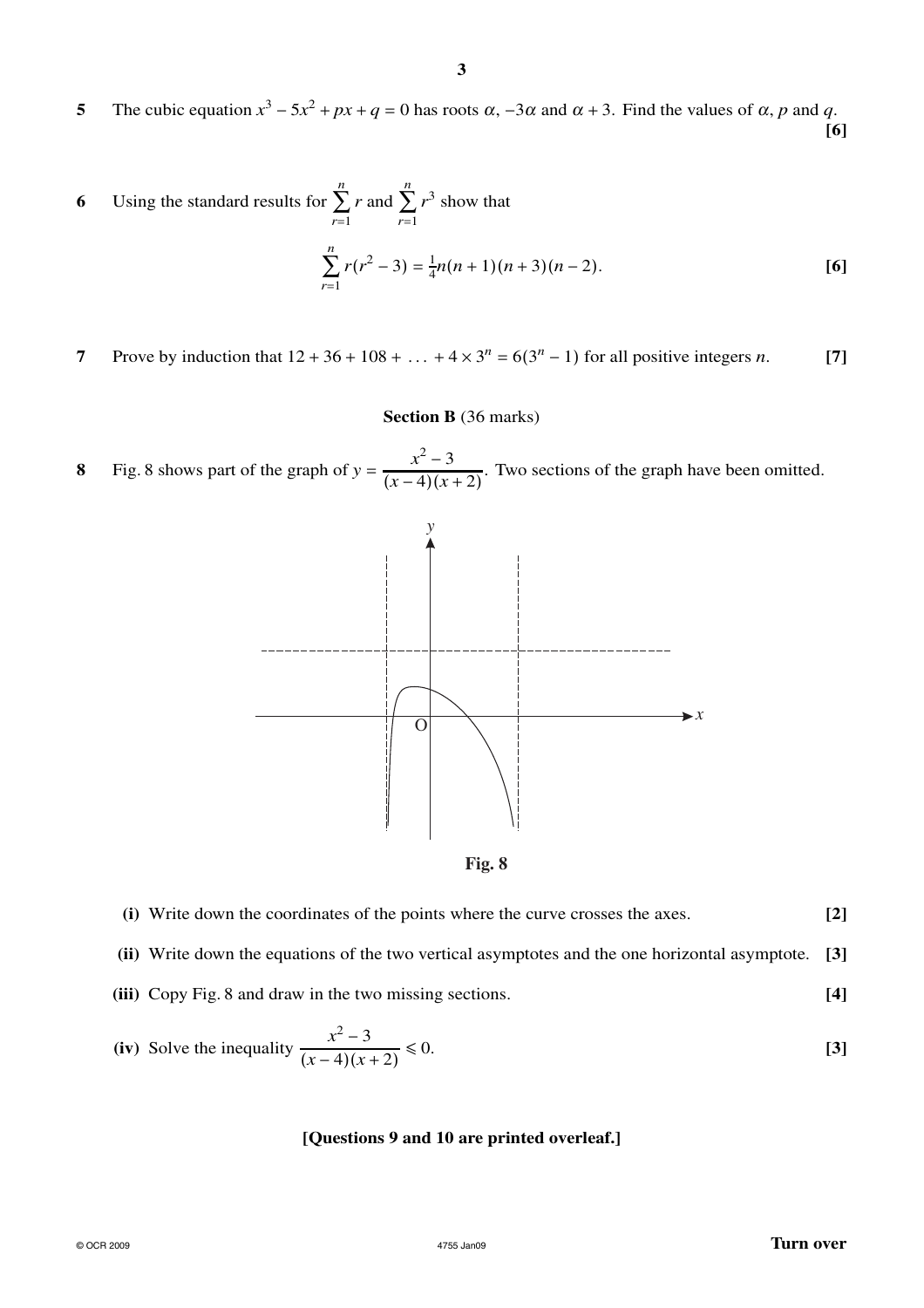**5** The cubic equation $x^3 - 5x^2 + px + q = 0$ has roots $\alpha$, $-3\alpha$ and $\alpha + 3$. Find the values of $\alpha$, $p$ and $q$. **[6]**

**6** Using the standard results for $\sum_{r=1}^{n} r$ and $\sum_{r=1}^{n} r^3$ show that

$$\sum_{r=1}^{n} r(r^2 - 3) = \tfrac{1}{4}n(n+1)(n+3)(n-2).$$ **[6]**

**7** Prove by induction that $12 + 36 + 108 + \ldots + 4 \times 3^n = 6(3^n - 1)$ for all positive integers $n$. **[7]**

## Section B (36 marks)

**8** Fig. 8 shows part of the graph of $y = \dfrac{x^2 - 3}{(x-4)(x+2)}$. Two sections of the graph have been omitted.

**Fig. 8**

**(i)** Write down the coordinates of the points where the curve crosses the axes. **[2]**

**(ii)** Write down the equations of the two vertical asymptotes and the one horizontal asymptote. **[3]**

**(iii)** Copy Fig. 8 and draw in the two missing sections. **[4]**

**(iv)** Solve the inequality $\dfrac{x^2 - 3}{(x-4)(x+2)} \leqslant 0$. **[3]**

**[Questions 9 and 10 are printed overleaf.]**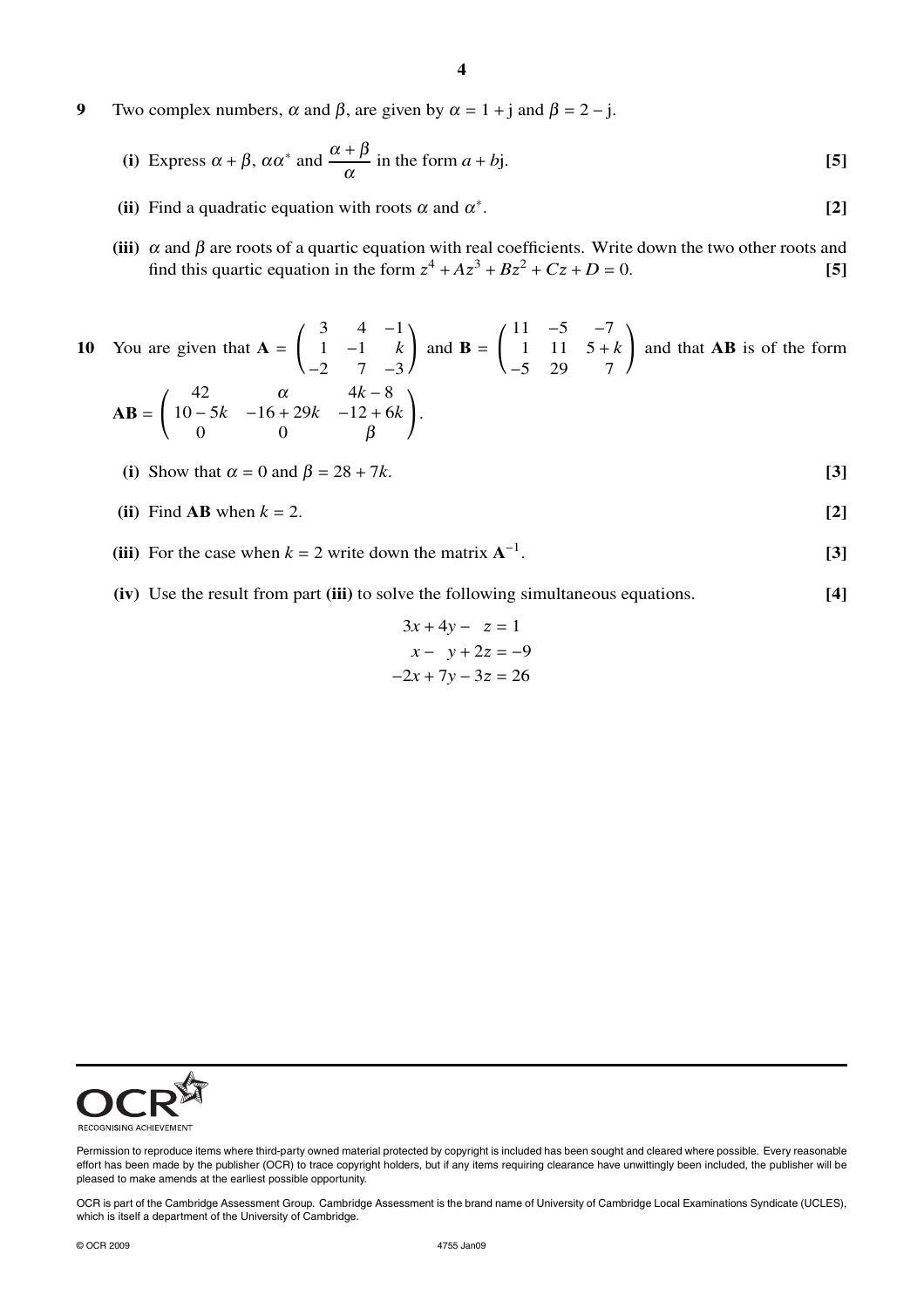**9** Two complex numbers, $\alpha$ and $\beta$, are given by $\alpha = 1 + \mathrm{j}$ and $\beta = 2 - \mathrm{j}$.

**(i)** Express $\alpha + \beta$, $\alpha\alpha^*$ and $\dfrac{\alpha + \beta}{\alpha}$ in the form $a + b\mathrm{j}$. **[5]**

**(ii)** Find a quadratic equation with roots $\alpha$ and $\alpha^*$. **[2]**

**(iii)** $\alpha$ and $\beta$ are roots of a quartic equation with real coefficients. Write down the two other roots and find this quartic equation in the form $z^4 + Az^3 + Bz^2 + Cz + D = 0$. **[5]**

**10** You are given that $\mathbf{A} = \begin{pmatrix} 3 & 4 & -1 \\ 1 & -1 & k \\ -2 & 7 & -3 \end{pmatrix}$ and $\mathbf{B} = \begin{pmatrix} 11 & -5 & -7 \\ 1 & 11 & 5+k \\ -5 & 29 & 7 \end{pmatrix}$ and that $\mathbf{AB}$ is of the form $\mathbf{AB} = \begin{pmatrix} 42 & \alpha & 4k-8 \\ 10-5k & -16+29k & -12+6k \\ 0 & 0 & \beta \end{pmatrix}$.

**(i)** Show that $\alpha = 0$ and $\beta = 28 + 7k$. **[3]**

**(ii)** Find $\mathbf{AB}$ when $k = 2$. **[2]**

**(iii)** For the case when $k = 2$ write down the matrix $\mathbf{A}^{-1}$. **[3]**

**(iv)** Use the result from part **(iii)** to solve the following simultaneous equations. **[4]**

$$3x + 4y - z = 1$$
$$x - y + 2z = -9$$
$$-2x + 7y - 3z = 26$$

Permission to reproduce items where third-party owned material protected by copyright is included has been sought and cleared where possible. Every reasonable effort has been made by the publisher (OCR) to trace copyright holders, but if any items requiring clearance have unwittingly been included, the publisher will be pleased to make amends at the earliest possible opportunity.

OCR is part of the Cambridge Assessment Group. Cambridge Assessment is the brand name of University of Cambridge Local Examinations Syndicate (UCLES), which is itself a department of the University of Cambridge.

© OCR 2009 4755 Jan09